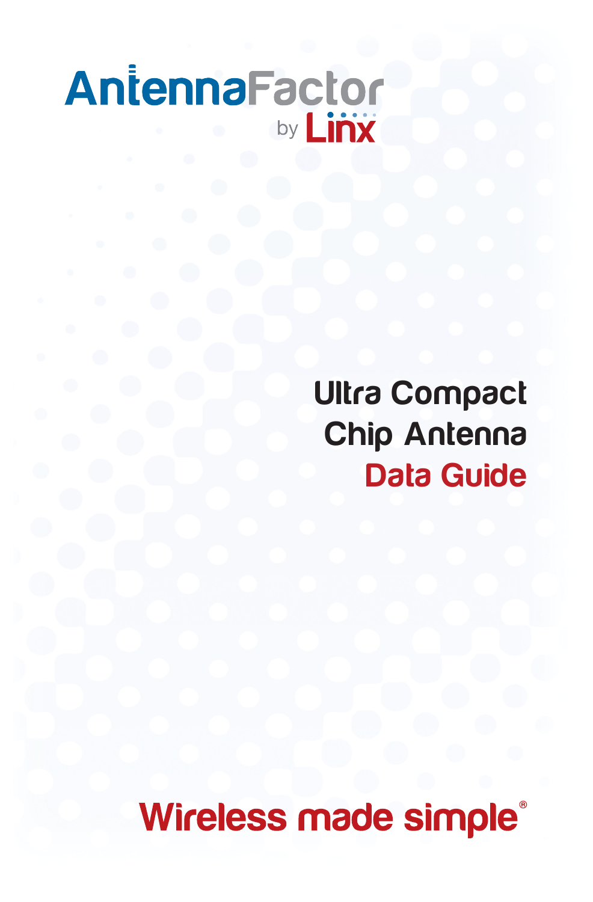AntennaFactor

by Linx

# Ultra Compact Chip Antenna

## Data Guide

Wireless made simple®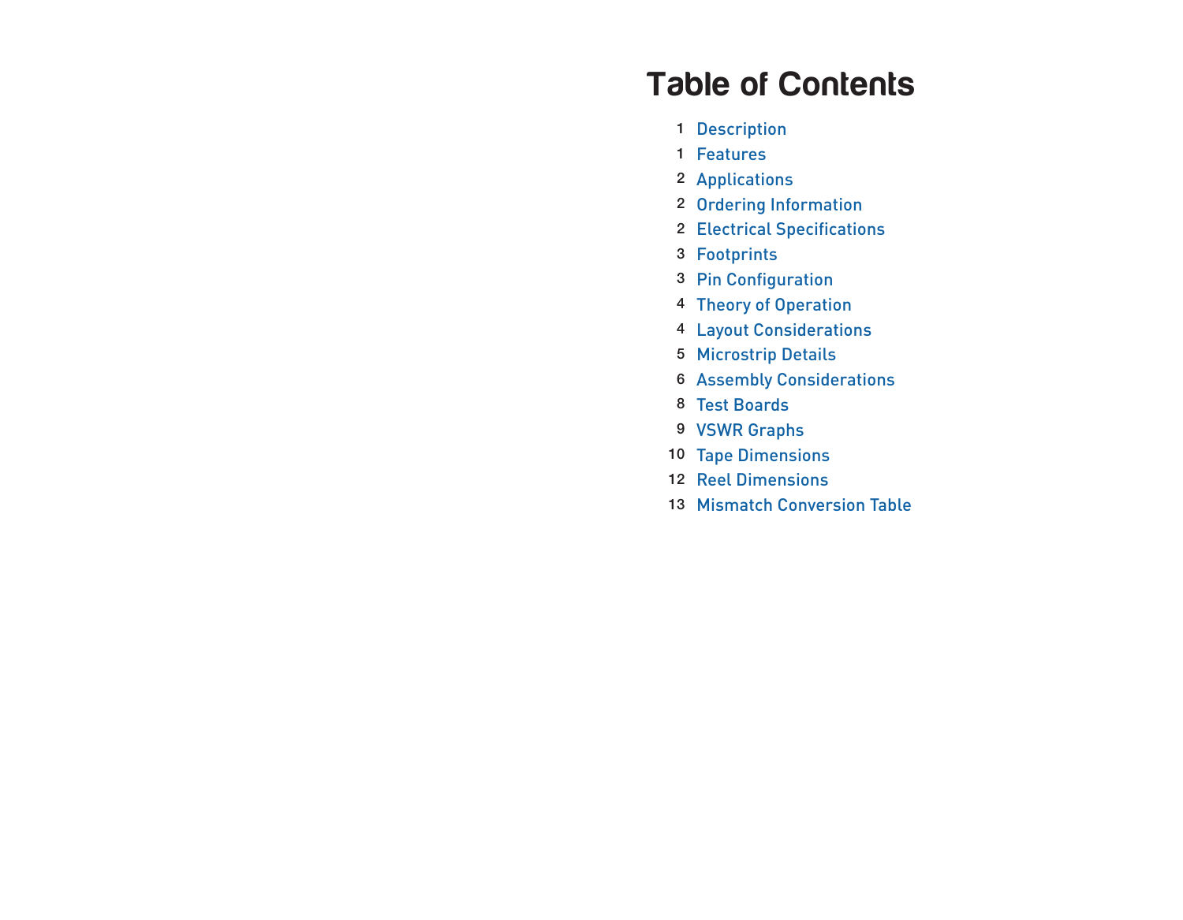# Table of Contents

| Page | Section |
|---|---|
| 1 | Description |
| 1 | Features |
| 2 | Applications |
| 2 | Ordering Information |
| 2 | Electrical Specifications |
| 3 | Footprints |
| 3 | Pin Configuration |
| 4 | Theory of Operation |
| 4 | Layout Considerations |
| 5 | Microstrip Details |
| 6 | Assembly Considerations |
| 8 | Test Boards |
| 9 | VSWR Graphs |
| 10 | Tape Dimensions |
| 12 | Reel Dimensions |
| 13 | Mismatch Conversion Table |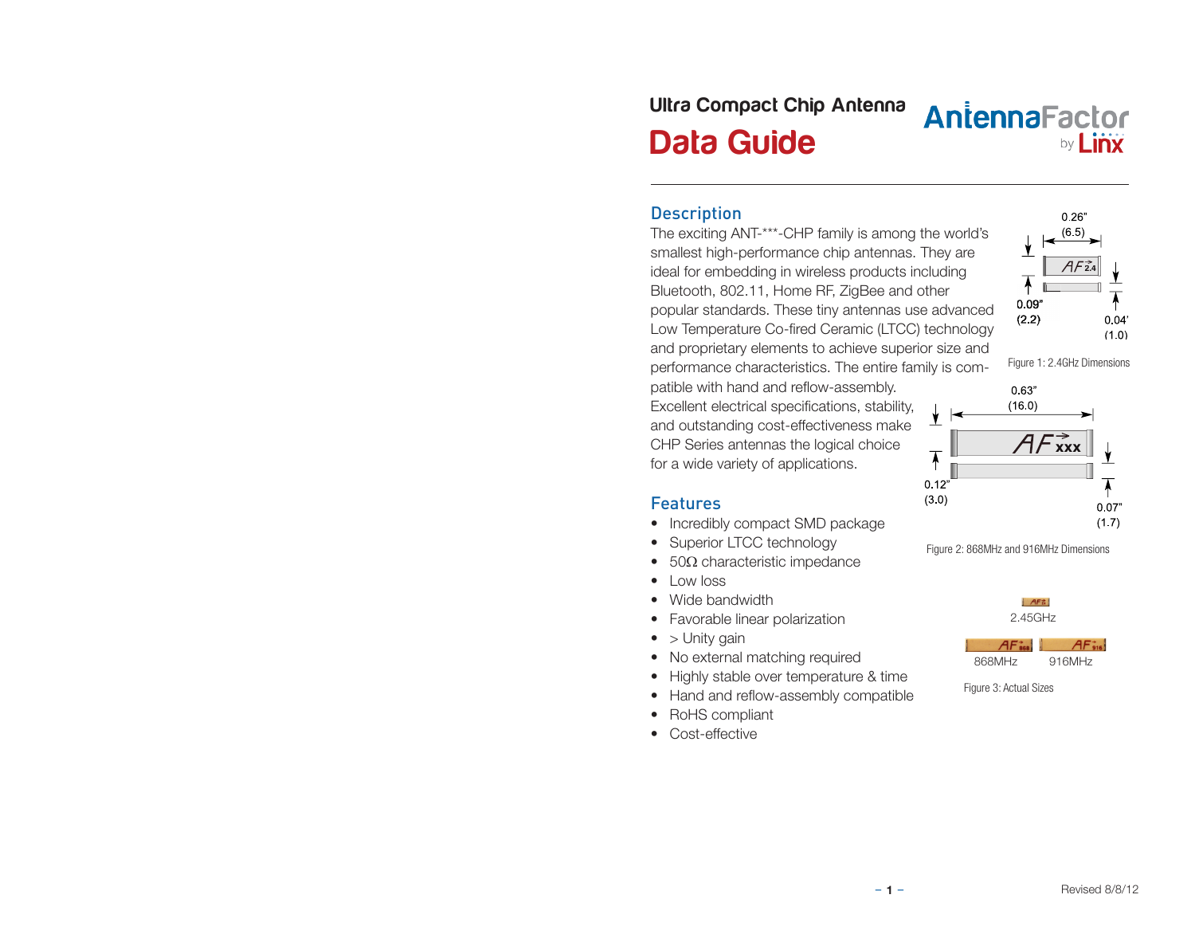Ultra Compact Chip Antenna

# Data Guide

AntennaFactor by Linx

## Description

The exciting ANT-***-CHP family is among the world's smallest high-performance chip antennas. They are ideal for embedding in wireless products including Bluetooth, 802.11, Home RF, ZigBee and other popular standards. These tiny antennas use advanced Low Temperature Co-fired Ceramic (LTCC) technology and proprietary elements to achieve superior size and performance characteristics. The entire family is compatible with hand and reflow-assembly.

Excellent electrical specifications, stability, and outstanding cost-effectiveness make CHP Series antennas the logical choice for a wide variety of applications.

0.26" (6.5)

0.09" (2.2)

0.04" (1.0)

Figure 1: 2.4GHz Dimensions

0.63" (16.0)

0.12" (3.0)

0.07" (1.7)

Figure 2: 868MHz and 916MHz Dimensions

2.45GHz

868MHz 916MHz

Figure 3: Actual Sizes

## Features

- Incredibly compact SMD package
- Superior LTCC technology
- 50Ω characteristic impedance
- Low loss
- Wide bandwidth
- Favorable linear polarization
- > Unity gain
- No external matching required
- Highly stable over temperature & time
- Hand and reflow-assembly compatible
- RoHS compliant
- Cost-effective

Revised 8/8/12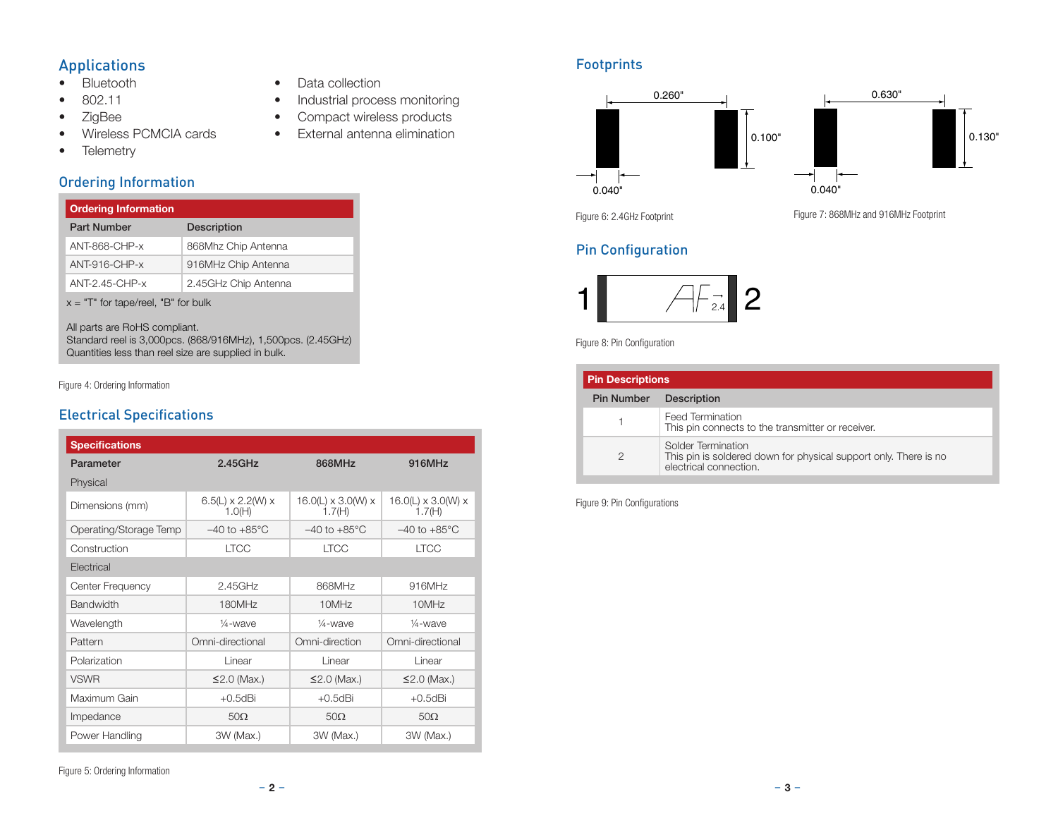## Applications

- Bluetooth
- 802.11
- ZigBee
- Wireless PCMCIA cards
- Telemetry
- Data collection
- Industrial process monitoring
- Compact wireless products
- External antenna elimination

## Ordering Information

| Ordering Information | |
|---|---|
| **Part Number** | **Description** |
| ANT-868-CHP-x | 868Mhz Chip Antenna |
| ANT-916-CHP-x | 916MHz Chip Antenna |
| ANT-2.45-CHP-x | 2.45GHz Chip Antenna |

x = "T" for tape/reel, "B" for bulk

All parts are RoHS compliant.
Standard reel is 3,000pcs. (868/916MHz), 1,500pcs. (2.45GHz)
Quantities less than reel size are supplied in bulk.

Figure 4: Ordering Information

## Electrical Specifications

| Specifications | | | |
|---|---|---|---|
| **Parameter** | **2.45GHz** | **868MHz** | **916MHz** |
| Physical | | | |
| Dimensions (mm) | 6.5(L) x 2.2(W) x 1.0(H) | 16.0(L) x 3.0(W) x 1.7(H) | 16.0(L) x 3.0(W) x 1.7(H) |
| Operating/Storage Temp | –40 to +85°C | –40 to +85°C | –40 to +85°C |
| Construction | LTCC | LTCC | LTCC |
| Electrical | | | |
| Center Frequency | 2.45GHz | 868MHz | 916MHz |
| Bandwidth | 180MHz | 10MHz | 10MHz |
| Wavelength | ¼-wave | ¼-wave | ¼-wave |
| Pattern | Omni-directional | Omni-direction | Omni-directional |
| Polarization | Linear | Linear | Linear |
| VSWR | ≤2.0 (Max.) | ≤2.0 (Max.) | ≤2.0 (Max.) |
| Maximum Gain | +0.5dBi | +0.5dBi | +0.5dBi |
| Impedance | 50Ω | 50Ω | 50Ω |
| Power Handling | 3W (Max.) | 3W (Max.) | 3W (Max.) |

Figure 5: Ordering Information

## Footprints

0.260" 0.100" 0.040"

Figure 6: 2.4GHz Footprint

0.630" 0.130" 0.040"

Figure 7: 868MHz and 916MHz Footprint

## Pin Configuration

1 2

Figure 8: Pin Configuration

| Pin Descriptions | |
|---|---|
| **Pin Number** | **Description** |
| 1 | Feed Termination<br>This pin connects to the transmitter or receiver. |
| 2 | Solder Termination<br>This pin is soldered down for physical support only. There is no electrical connection. |

Figure 9: Pin Configurations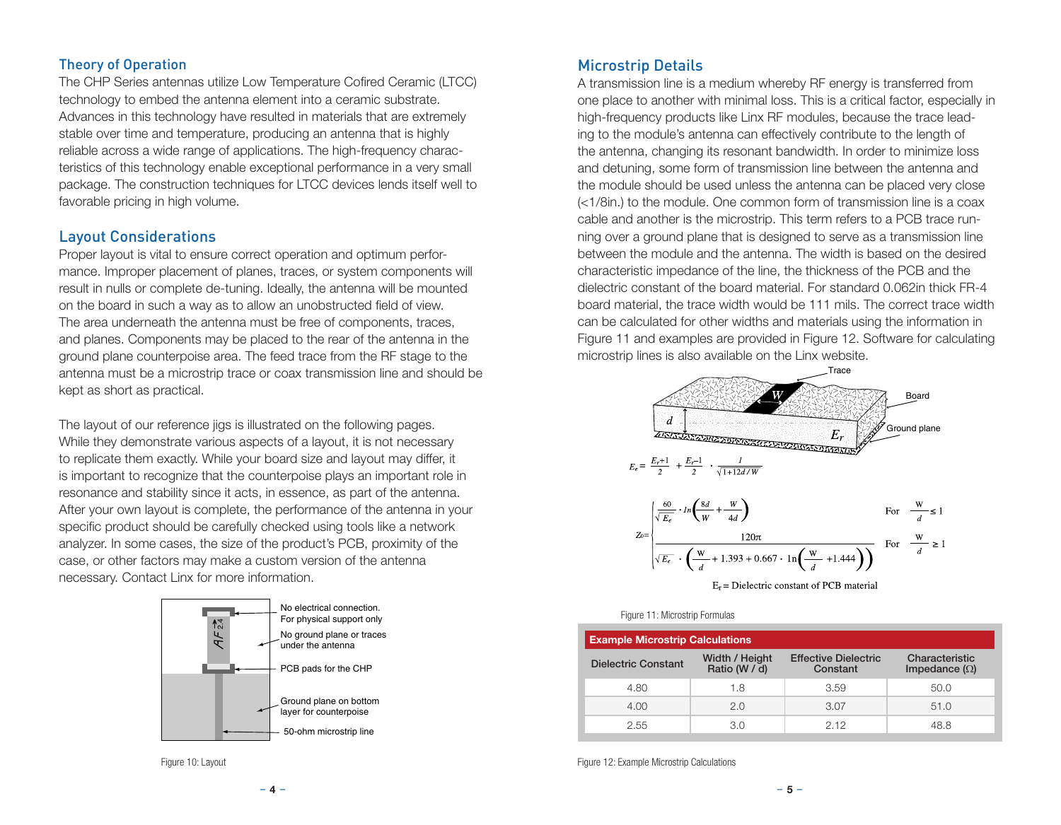## Theory of Operation

The CHP Series antennas utilize Low Temperature Cofired Ceramic (LTCC) technology to embed the antenna element into a ceramic substrate. Advances in this technology have resulted in materials that are extremely stable over time and temperature, producing an antenna that is highly reliable across a wide range of applications. The high-frequency characteristics of this technology enable exceptional performance in a very small package. The construction techniques for LTCC devices lends itself well to favorable pricing in high volume.

## Layout Considerations

Proper layout is vital to ensure correct operation and optimum performance. Improper placement of planes, traces, or system components will result in nulls or complete de-tuning. Ideally, the antenna will be mounted on the board in such a way as to allow an unobstructed field of view. The area underneath the antenna must be free of components, traces, and planes. Components may be placed to the rear of the antenna in the ground plane counterpoise area. The feed trace from the RF stage to the antenna must be a microstrip trace or coax transmission line and should be kept as short as practical.

The layout of our reference jigs is illustrated on the following pages. While they demonstrate various aspects of a layout, it is not necessary to replicate them exactly. While your board size and layout may differ, it is important to recognize that the counterpoise plays an important role in resonance and stability since it acts, in essence, as part of the antenna. After your own layout is complete, the performance of the antenna in your specific product should be carefully checked using tools like a network analyzer. In some cases, the size of the product's PCB, proximity of the case, or other factors may make a custom version of the antenna necessary. Contact Linx for more information.

No electrical connection. For physical support only

No ground plane or traces under the antenna

PCB pads for the CHP

Ground plane on bottom layer for counterpoise

50-ohm microstrip line

Figure 10: Layout

## Microstrip Details

A transmission line is a medium whereby RF energy is transferred from one place to another with minimal loss. This is a critical factor, especially in high-frequency products like Linx RF modules, because the trace leading to the module's antenna can effectively contribute to the length of the antenna, changing its resonant bandwidth. In order to minimize loss and detuning, some form of transmission line between the antenna and the module should be used unless the antenna can be placed very close (<1/8in.) to the module. One common form of transmission line is a coax cable and another is the microstrip. This term refers to a PCB trace running over a ground plane that is designed to serve as a transmission line between the module and the antenna. The width is based on the desired characteristic impedance of the line, the thickness of the PCB and the dielectric constant of the board material. For standard 0.062in thick FR-4 board material, the trace width would be 111 mils. The correct trace width can be calculated for other widths and materials using the information in Figure 11 and examples are provided in Figure 12. Software for calculating microstrip lines is also available on the Linx website.

Trace

Board

Ground plane

$$E_e = \frac{E_r+1}{2} + \frac{E_r-1}{2} \cdot \frac{1}{\sqrt{1+12d/W}}$$

$$Z_0 = \begin{cases} \dfrac{60}{\sqrt{E_e}} \cdot \ln\left(\dfrac{8d}{W} + \dfrac{W}{4d}\right) & \text{For } \dfrac{W}{d} \le 1 \\[2ex] \dfrac{120\pi}{\sqrt{E_e} \cdot \left(\dfrac{W}{d} + 1.393 + 0.667 \cdot \ln\left(\dfrac{W}{d} + 1.444\right)\right)} & \text{For } \dfrac{W}{d} \ge 1 \end{cases}$$

$E_r$ = Dielectric constant of PCB material

Figure 11: Microstrip Formulas

**Example Microstrip Calculations**

| Dielectric Constant | Width / Height Ratio (W / d) | Effective Dielectric Constant | Characteristic Impedance (Ω) |
|---|---|---|---|
| 4.80 | 1.8 | 3.59 | 50.0 |
| 4.00 | 2.0 | 3.07 | 51.0 |
| 2.55 | 3.0 | 2.12 | 48.8 |

Figure 12: Example Microstrip Calculations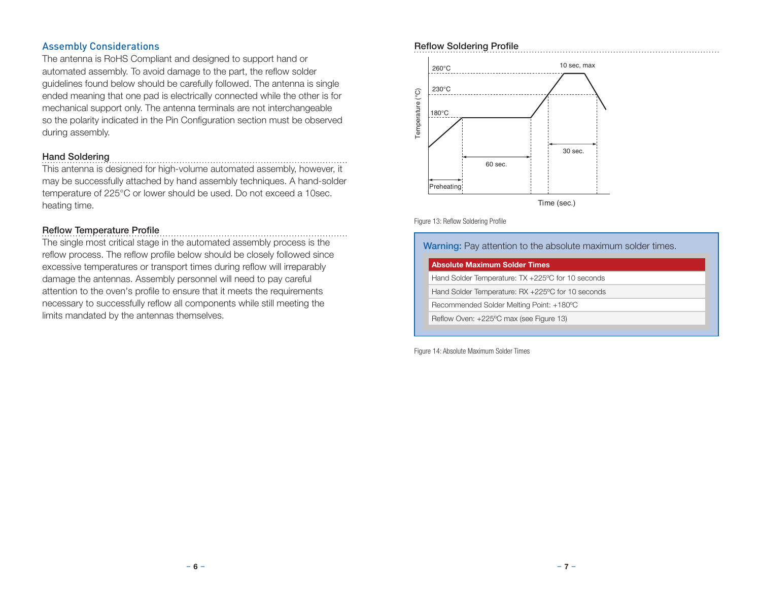## Assembly Considerations

The antenna is RoHS Compliant and designed to support hand or automated assembly. To avoid damage to the part, the reflow solder guidelines found below should be carefully followed. The antenna is single ended meaning that one pad is electrically connected while the other is for mechanical support only. The antenna terminals are not interchangeable so the polarity indicated in the Pin Configuration section must be observed during assembly.

### Hand Soldering

This antenna is designed for high-volume automated assembly, however, it may be successfully attached by hand assembly techniques. A hand-solder temperature of 225°C or lower should be used. Do not exceed a 10sec. heating time.

### Reflow Temperature Profile

The single most critical stage in the automated assembly process is the reflow process. The reflow profile below should be closely followed since excessive temperatures or transport times during reflow will irreparably damage the antennas. Assembly personnel will need to pay careful attention to the oven's profile to ensure that it meets the requirements necessary to successfully reflow all components while still meeting the limits mandated by the antennas themselves.

### Reflow Soldering Profile

Figure 13: Reflow Soldering Profile

**Warning:** Pay attention to the absolute maximum solder times.

| Absolute Maximum Solder Times |
|---|
| Hand Solder Temperature: TX +225ºC for 10 seconds |
| Hand Solder Temperature: RX +225ºC for 10 seconds |
| Recommended Solder Melting Point: +180ºC |
| Reflow Oven: +225ºC max (see Figure 13) |

Figure 14: Absolute Maximum Solder Times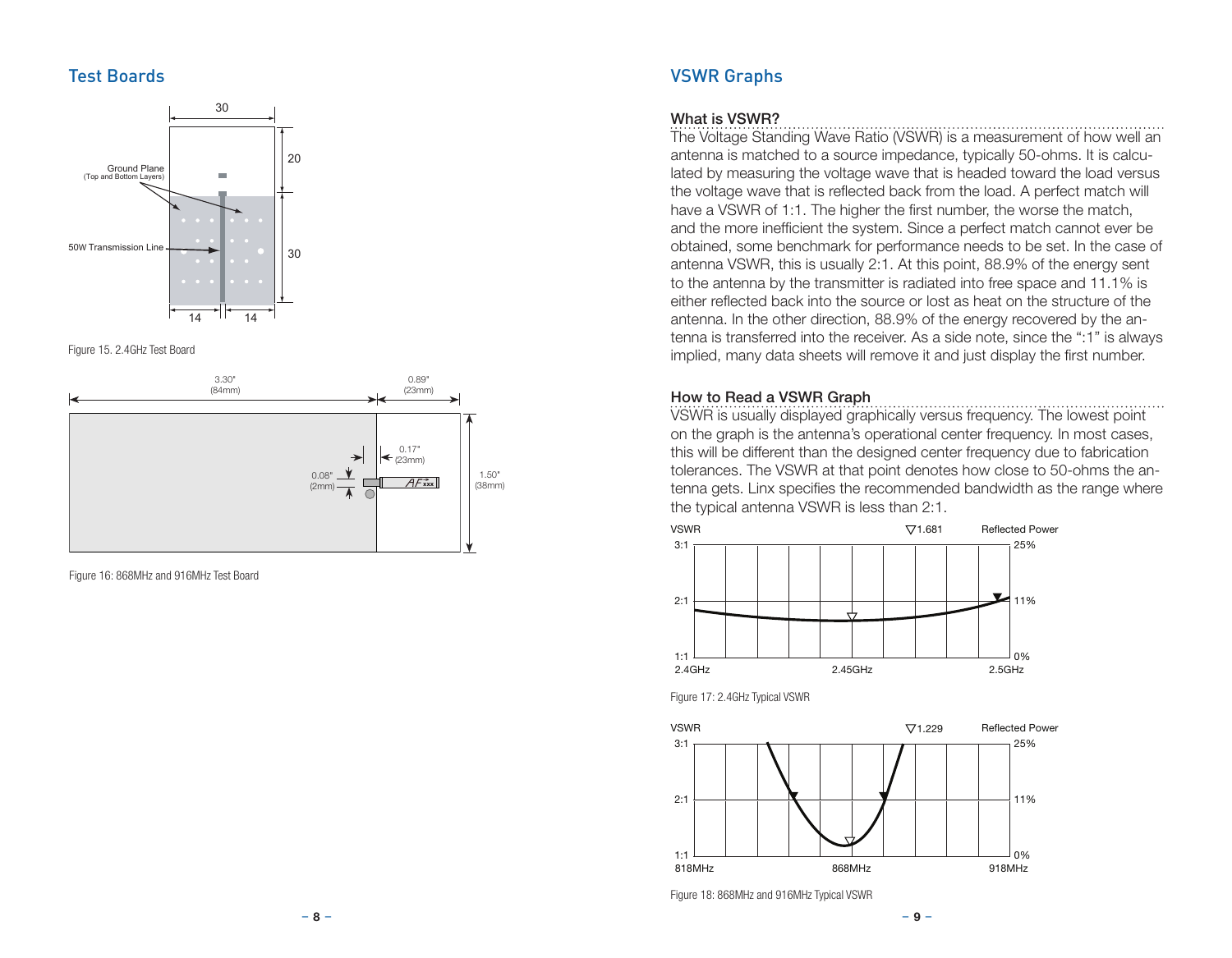## Test Boards

Figure 15. 2.4GHz Test Board

Figure 16: 868MHz and 916MHz Test Board

## VSWR Graphs

### What is VSWR?

The Voltage Standing Wave Ratio (VSWR) is a measurement of how well an antenna is matched to a source impedance, typically 50-ohms. It is calculated by measuring the voltage wave that is headed toward the load versus the voltage wave that is reflected back from the load. A perfect match will have a VSWR of 1:1. The higher the first number, the worse the match, and the more inefficient the system. Since a perfect match cannot ever be obtained, some benchmark for performance needs to be set. In the case of antenna VSWR, this is usually 2:1. At this point, 88.9% of the energy sent to the antenna by the transmitter is radiated into free space and 11.1% is either reflected back into the source or lost as heat on the structure of the antenna. In the other direction, 88.9% of the energy recovered by the antenna is transferred into the receiver. As a side note, since the ":1" is always implied, many data sheets will remove it and just display the first number.

### How to Read a VSWR Graph

VSWR is usually displayed graphically versus frequency. The lowest point on the graph is the antenna's operational center frequency. In most cases, this will be different than the designed center frequency due to fabrication tolerances. The VSWR at that point denotes how close to 50-ohms the antenna gets. Linx specifies the recommended bandwidth as the range where the typical antenna VSWR is less than 2:1.

Figure 17: 2.4GHz Typical VSWR

Figure 18: 868MHz and 916MHz Typical VSWR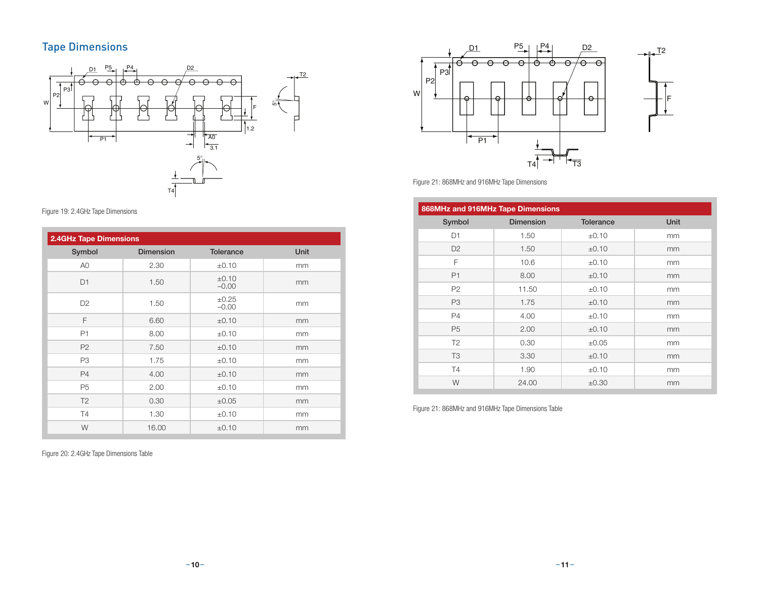## Tape Dimensions

Figure 19: 2.4GHz Tape Dimensions

| 2.4GHz Tape Dimensions | | | |
|---|---|---|---|
| Symbol | Dimension | Tolerance | Unit |
| A0 | 2.30 | ±0.10 | mm |
| D1 | 1.50 | ±0.10 −0.00 | mm |
| D2 | 1.50 | ±0.25 −0.00 | mm |
| F | 6.60 | ±0.10 | mm |
| P1 | 8.00 | ±0.10 | mm |
| P2 | 7.50 | ±0.10 | mm |
| P3 | 1.75 | ±0.10 | mm |
| P4 | 4.00 | ±0.10 | mm |
| P5 | 2.00 | ±0.10 | mm |
| T2 | 0.30 | ±0.05 | mm |
| T4 | 1.30 | ±0.10 | mm |
| W | 16.00 | ±0.10 | mm |

Figure 20: 2.4GHz Tape Dimensions Table

Figure 21: 868MHz and 916MHz Tape Dimensions

| 868MHz and 916MHz Tape Dimensions | | | |
|---|---|---|---|
| Symbol | Dimension | Tolerance | Unit |
| D1 | 1.50 | ±0.10 | mm |
| D2 | 1.50 | ±0.10 | mm |
| F | 10.6 | ±0.10 | mm |
| P1 | 8.00 | ±0.10 | mm |
| P2 | 11.50 | ±0.10 | mm |
| P3 | 1.75 | ±0.10 | mm |
| P4 | 4.00 | ±0.10 | mm |
| P5 | 2.00 | ±0.10 | mm |
| T2 | 0.30 | ±0.05 | mm |
| T3 | 3.30 | ±0.10 | mm |
| T4 | 1.90 | ±0.10 | mm |
| W | 24.00 | ±0.30 | mm |

Figure 21: 868MHz and 916MHz Tape Dimensions Table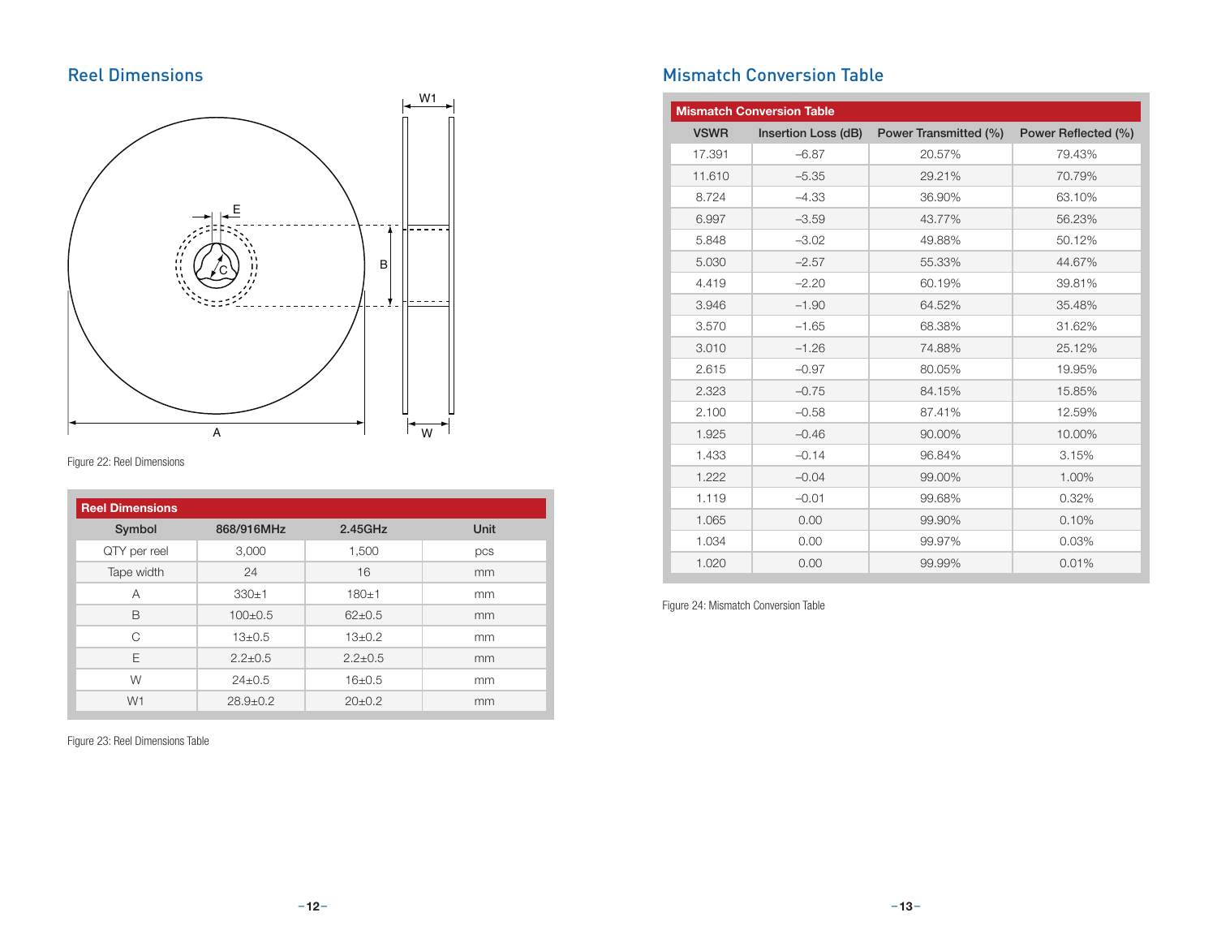## Reel Dimensions

Figure 22: Reel Dimensions

| Reel Dimensions | | | |
|---|---|---|---|
| Symbol | 868/916MHz | 2.45GHz | Unit |
| QTY per reel | 3,000 | 1,500 | pcs |
| Tape width | 24 | 16 | mm |
| A | 330±1 | 180±1 | mm |
| B | 100±0.5 | 62±0.5 | mm |
| C | 13±0.5 | 13±0.2 | mm |
| E | 2.2±0.5 | 2.2±0.5 | mm |
| W | 24±0.5 | 16±0.5 | mm |
| W1 | 28.9±0.2 | 20±0.2 | mm |

Figure 23: Reel Dimensions Table

## Mismatch Conversion Table

| Mismatch Conversion Table | | | |
|---|---|---|---|
| VSWR | Insertion Loss (dB) | Power Transmitted (%) | Power Reflected (%) |
| 17.391 | –6.87 | 20.57% | 79.43% |
| 11.610 | –5.35 | 29.21% | 70.79% |
| 8.724 | –4.33 | 36.90% | 63.10% |
| 6.997 | –3.59 | 43.77% | 56.23% |
| 5.848 | –3.02 | 49.88% | 50.12% |
| 5.030 | –2.57 | 55.33% | 44.67% |
| 4.419 | –2.20 | 60.19% | 39.81% |
| 3.946 | –1.90 | 64.52% | 35.48% |
| 3.570 | –1.65 | 68.38% | 31.62% |
| 3.010 | –1.26 | 74.88% | 25.12% |
| 2.615 | –0.97 | 80.05% | 19.95% |
| 2.323 | –0.75 | 84.15% | 15.85% |
| 2.100 | –0.58 | 87.41% | 12.59% |
| 1.925 | –0.46 | 90.00% | 10.00% |
| 1.433 | –0.14 | 96.84% | 3.15% |
| 1.222 | –0.04 | 99.00% | 1.00% |
| 1.119 | –0.01 | 99.68% | 0.32% |
| 1.065 | 0.00 | 99.90% | 0.10% |
| 1.034 | 0.00 | 99.97% | 0.03% |
| 1.020 | 0.00 | 99.99% | 0.01% |

Figure 24: Mismatch Conversion Table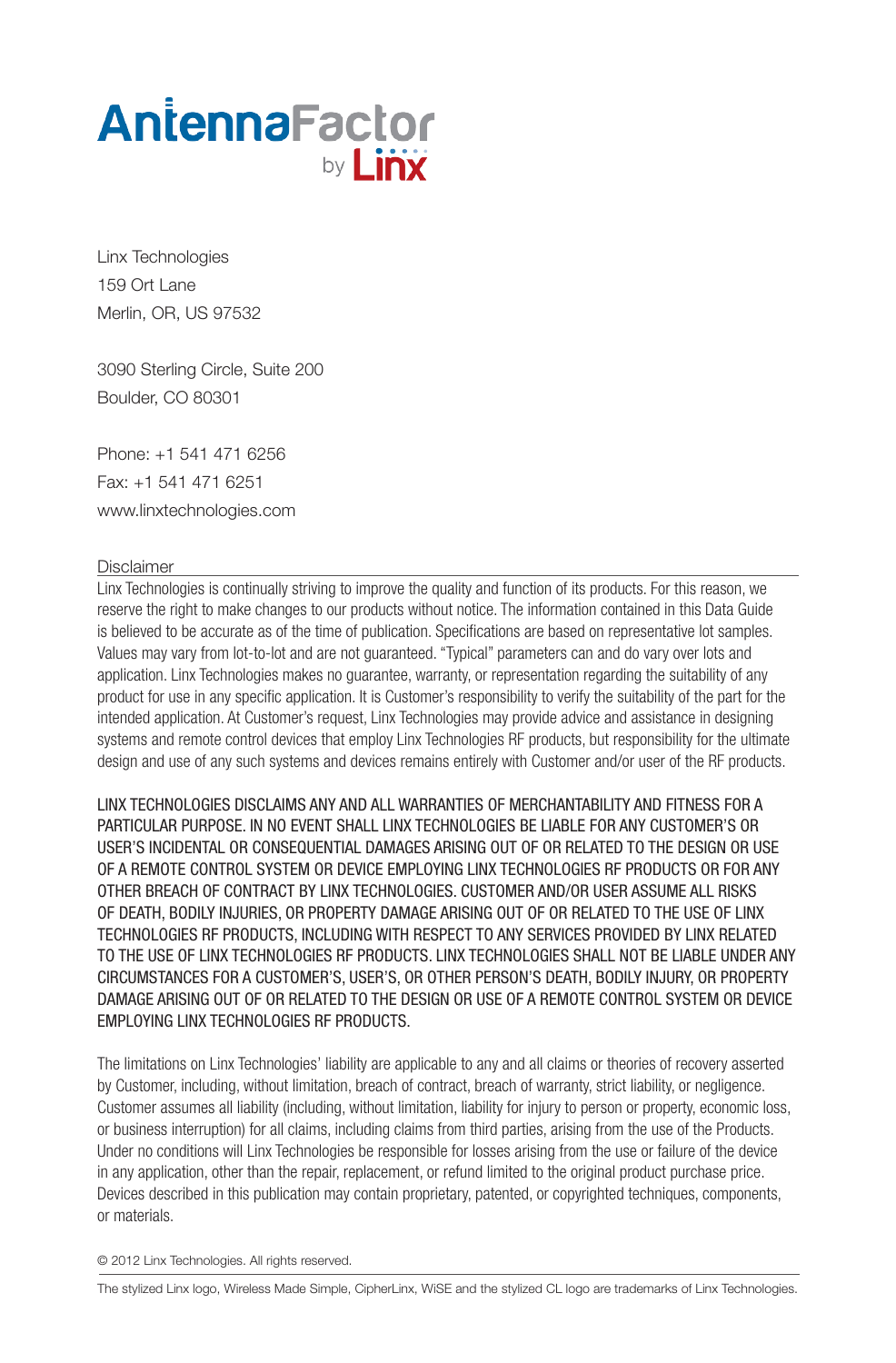AntennaFactor by Linx

Linx Technologies
159 Ort Lane
Merlin, OR, US 97532

3090 Sterling Circle, Suite 200
Boulder, CO 80301

Phone: +1 541 471 6256
Fax: +1 541 471 6251
www.linxtechnologies.com

## Disclaimer

Linx Technologies is continually striving to improve the quality and function of its products. For this reason, we reserve the right to make changes to our products without notice. The information contained in this Data Guide is believed to be accurate as of the time of publication. Specifications are based on representative lot samples. Values may vary from lot-to-lot and are not guaranteed. "Typical" parameters can and do vary over lots and application. Linx Technologies makes no guarantee, warranty, or representation regarding the suitability of any product for use in any specific application. It is Customer's responsibility to verify the suitability of the part for the intended application. At Customer's request, Linx Technologies may provide advice and assistance in designing systems and remote control devices that employ Linx Technologies RF products, but responsibility for the ultimate design and use of any such systems and devices remains entirely with Customer and/or user of the RF products.

LINX TECHNOLOGIES DISCLAIMS ANY AND ALL WARRANTIES OF MERCHANTABILITY AND FITNESS FOR A PARTICULAR PURPOSE. IN NO EVENT SHALL LINX TECHNOLOGIES BE LIABLE FOR ANY CUSTOMER'S OR USER'S INCIDENTAL OR CONSEQUENTIAL DAMAGES ARISING OUT OF OR RELATED TO THE DESIGN OR USE OF A REMOTE CONTROL SYSTEM OR DEVICE EMPLOYING LINX TECHNOLOGIES RF PRODUCTS OR FOR ANY OTHER BREACH OF CONTRACT BY LINX TECHNOLOGIES. CUSTOMER AND/OR USER ASSUME ALL RISKS OF DEATH, BODILY INJURIES, OR PROPERTY DAMAGE ARISING OUT OF OR RELATED TO THE USE OF LINX TECHNOLOGIES RF PRODUCTS, INCLUDING WITH RESPECT TO ANY SERVICES PROVIDED BY LINX RELATED TO THE USE OF LINX TECHNOLOGIES RF PRODUCTS. LINX TECHNOLOGIES SHALL NOT BE LIABLE UNDER ANY CIRCUMSTANCES FOR A CUSTOMER'S, USER'S, OR OTHER PERSON'S DEATH, BODILY INJURY, OR PROPERTY DAMAGE ARISING OUT OF OR RELATED TO THE DESIGN OR USE OF A REMOTE CONTROL SYSTEM OR DEVICE EMPLOYING LINX TECHNOLOGIES RF PRODUCTS.

The limitations on Linx Technologies' liability are applicable to any and all claims or theories of recovery asserted by Customer, including, without limitation, breach of contract, breach of warranty, strict liability, or negligence. Customer assumes all liability (including, without limitation, liability for injury to person or property, economic loss, or business interruption) for all claims, including claims from third parties, arising from the use of the Products. Under no conditions will Linx Technologies be responsible for losses arising from the use or failure of the device in any application, other than the repair, replacement, or refund limited to the original product purchase price. Devices described in this publication may contain proprietary, patented, or copyrighted techniques, components, or materials.

© 2012 Linx Technologies. All rights reserved.

The stylized Linx logo, Wireless Made Simple, CipherLinx, WiSE and the stylized CL logo are trademarks of Linx Technologies.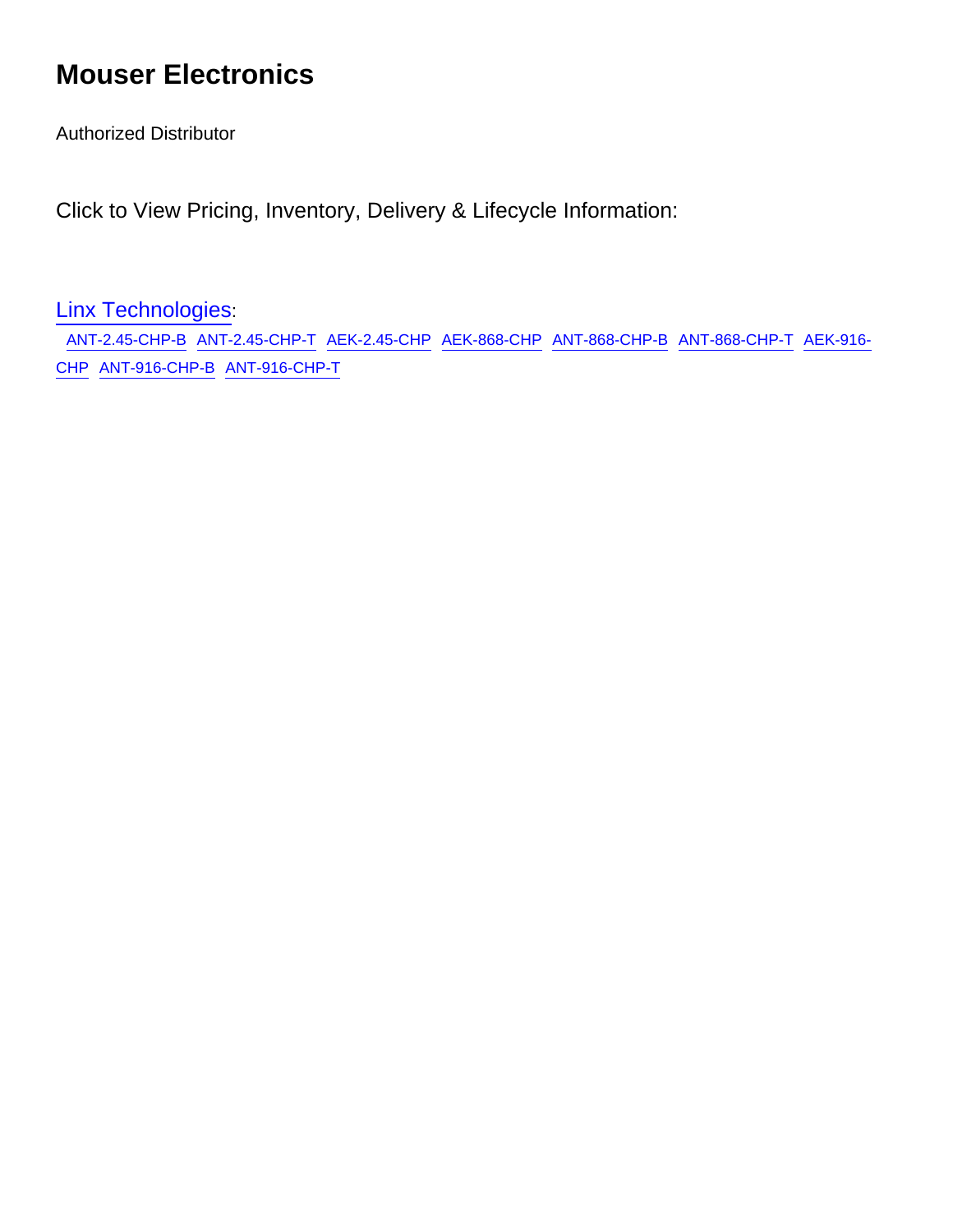# Mouser Electronics

Authorized Distributor

Click to View Pricing, Inventory, Delivery & Lifecycle Information:

Linx Technologies:

ANT-2.45-CHP-B ANT-2.45-CHP-T AEK-2.45-CHP AEK-868-CHP ANT-868-CHP-B ANT-868-CHP-T AEK-916-CHP ANT-916-CHP-B ANT-916-CHP-T